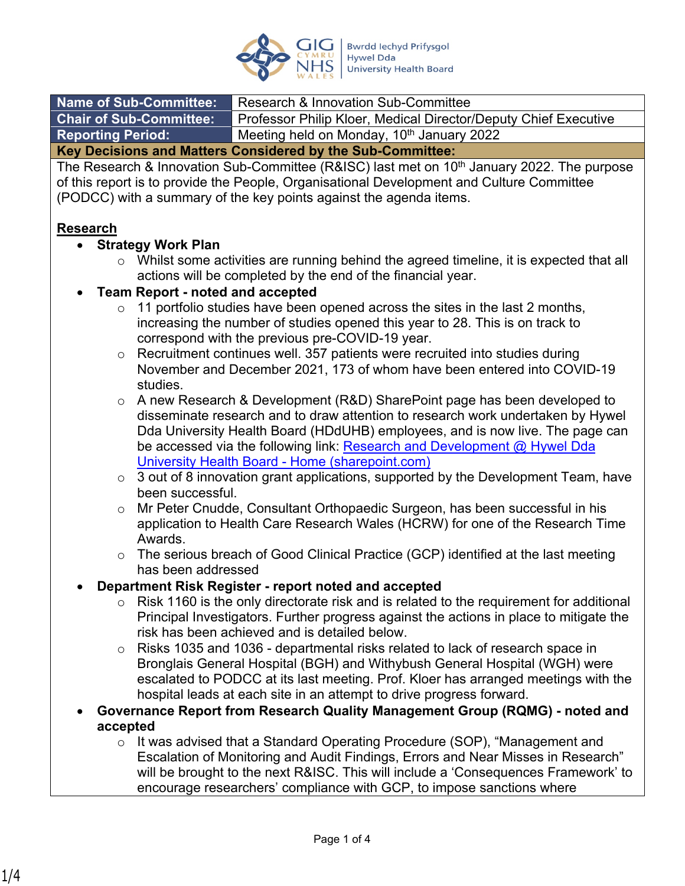| Name of Sub-Committee: | Research & Innovation Sub-Committee |
|---|---|
| Chair of Sub-Committee: | Professor Philip Kloer, Medical Director/Deputy Chief Executive |
| Reporting Period: | Meeting held on Monday, 10th January 2022 |

**Key Decisions and Matters Considered by the Sub-Committee:**

The Research & Innovation Sub-Committee (R&ISC) last met on 10th January 2022. The purpose of this report is to provide the People, Organisational Development and Culture Committee (PODCC) with a summary of the key points against the agenda items.

**Research**

- **Strategy Work Plan**
  - Whilst some activities are running behind the agreed timeline, it is expected that all actions will be completed by the end of the financial year.
- **Team Report - noted and accepted**
  - 11 portfolio studies have been opened across the sites in the last 2 months, increasing the number of studies opened this year to 28. This is on track to correspond with the previous pre-COVID-19 year.
  - Recruitment continues well. 357 patients were recruited into studies during November and December 2021, 173 of whom have been entered into COVID-19 studies.
  - A new Research & Development (R&D) SharePoint page has been developed to disseminate research and to draw attention to research work undertaken by Hywel Dda University Health Board (HDdUHB) employees, and is now live. The page can be accessed via the following link: [Research and Development @ Hywel Dda University Health Board - Home (sharepoint.com)]()
  - 3 out of 8 innovation grant applications, supported by the Development Team, have been successful.
  - Mr Peter Cnudde, Consultant Orthopaedic Surgeon, has been successful in his application to Health Care Research Wales (HCRW) for one of the Research Time Awards.
  - The serious breach of Good Clinical Practice (GCP) identified at the last meeting has been addressed
- **Department Risk Register - report noted and accepted**
  - Risk 1160 is the only directorate risk and is related to the requirement for additional Principal Investigators. Further progress against the actions in place to mitigate the risk has been achieved and is detailed below.
  - Risks 1035 and 1036 - departmental risks related to lack of research space in Bronglais General Hospital (BGH) and Withybush General Hospital (WGH) were escalated to PODCC at its last meeting. Prof. Kloer has arranged meetings with the hospital leads at each site in an attempt to drive progress forward.
- **Governance Report from Research Quality Management Group (RQMG) - noted and accepted**
  - It was advised that a Standard Operating Procedure (SOP), "Management and Escalation of Monitoring and Audit Findings, Errors and Near Misses in Research" will be brought to the next R&ISC. This will include a 'Consequences Framework' to encourage researchers' compliance with GCP, to impose sanctions where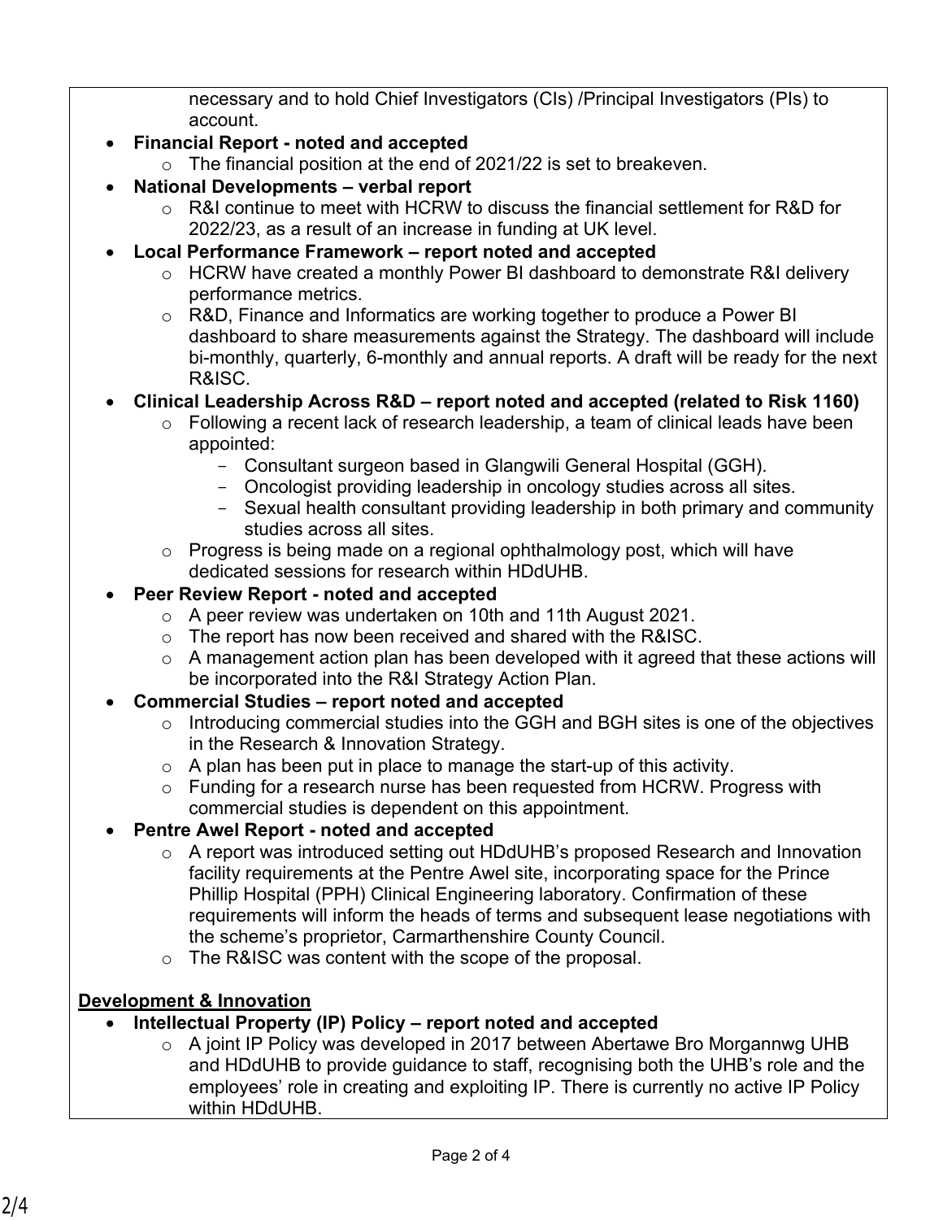necessary and to hold Chief Investigators (CIs) /Principal Investigators (PIs) to account.

- **Financial Report - noted and accepted**
  - The financial position at the end of 2021/22 is set to breakeven.
- **National Developments – verbal report**
  - R&I continue to meet with HCRW to discuss the financial settlement for R&D for 2022/23, as a result of an increase in funding at UK level.
- **Local Performance Framework – report noted and accepted**
  - HCRW have created a monthly Power BI dashboard to demonstrate R&I delivery performance metrics.
  - R&D, Finance and Informatics are working together to produce a Power BI dashboard to share measurements against the Strategy. The dashboard will include bi-monthly, quarterly, 6-monthly and annual reports. A draft will be ready for the next R&ISC.
- **Clinical Leadership Across R&D – report noted and accepted (related to Risk 1160)**
  - Following a recent lack of research leadership, a team of clinical leads have been appointed:
    - Consultant surgeon based in Glangwili General Hospital (GGH).
    - Oncologist providing leadership in oncology studies across all sites.
    - Sexual health consultant providing leadership in both primary and community studies across all sites.
  - Progress is being made on a regional ophthalmology post, which will have dedicated sessions for research within HDdUHB.
- **Peer Review Report - noted and accepted**
  - A peer review was undertaken on 10th and 11th August 2021.
  - The report has now been received and shared with the R&ISC.
  - A management action plan has been developed with it agreed that these actions will be incorporated into the R&I Strategy Action Plan.
- **Commercial Studies – report noted and accepted**
  - Introducing commercial studies into the GGH and BGH sites is one of the objectives in the Research & Innovation Strategy.
  - A plan has been put in place to manage the start-up of this activity.
  - Funding for a research nurse has been requested from HCRW. Progress with commercial studies is dependent on this appointment.
- **Pentre Awel Report - noted and accepted**
  - A report was introduced setting out HDdUHB's proposed Research and Innovation facility requirements at the Pentre Awel site, incorporating space for the Prince Phillip Hospital (PPH) Clinical Engineering laboratory. Confirmation of these requirements will inform the heads of terms and subsequent lease negotiations with the scheme's proprietor, Carmarthenshire County Council.
  - The R&ISC was content with the scope of the proposal.

**<u>Development & Innovation</u>**

- **Intellectual Property (IP) Policy – report noted and accepted**
  - A joint IP Policy was developed in 2017 between Abertawe Bro Morgannwg UHB and HDdUHB to provide guidance to staff, recognising both the UHB's role and the employees' role in creating and exploiting IP. There is currently no active IP Policy within HDdUHB.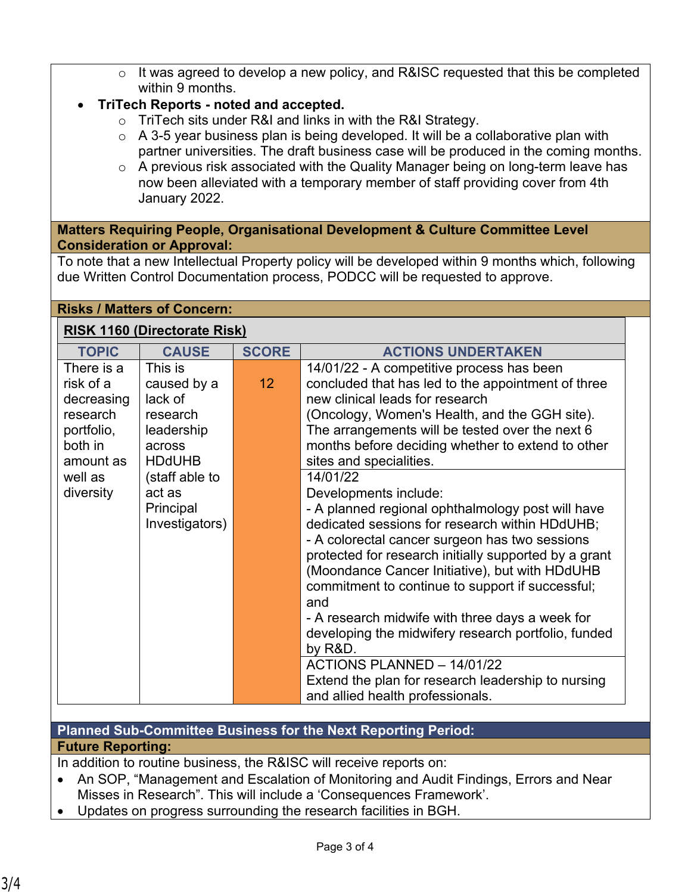- It was agreed to develop a new policy, and R&ISC requested that this be completed within 9 months.

- **TriTech Reports - noted and accepted.**
  - TriTech sits under R&I and links in with the R&I Strategy.
  - A 3-5 year business plan is being developed. It will be a collaborative plan with partner universities. The draft business case will be produced in the coming months.
  - A previous risk associated with the Quality Manager being on long-term leave has now been alleviated with a temporary member of staff providing cover from 4th January 2022.

**Matters Requiring People, Organisational Development & Culture Committee Level Consideration or Approval:**

To note that a new Intellectual Property policy will be developed within 9 months which, following due Written Control Documentation process, PODCC will be requested to approve.

**Risks / Matters of Concern:**

**RISK 1160 (Directorate Risk)**

| TOPIC | CAUSE | SCORE | ACTIONS UNDERTAKEN |
|---|---|---|---|
| There is a risk of a decreasing research portfolio, both in amount as well as diversity | This is caused by a lack of research leadership across HDdUHB (staff able to act as Principal Investigators) | 12 | 14/01/22 - A competitive process has been concluded that has led to the appointment of three new clinical leads for research (Oncology, Women's Health, and the GGH site). The arrangements will be tested over the next 6 months before deciding whether to extend to other sites and specialities. |
| | | | 14/01/22<br>Developments include:<br>- A planned regional ophthalmology post will have dedicated sessions for research within HDdUHB;<br>- A colorectal cancer surgeon has two sessions protected for research initially supported by a grant (Moondance Cancer Initiative), but with HDdUHB commitment to continue to support if successful; and<br>- A research midwife with three days a week for developing the midwifery research portfolio, funded by R&D. |
| | | | ACTIONS PLANNED – 14/01/22<br>Extend the plan for research leadership to nursing and allied health professionals. |

**Planned Sub-Committee Business for the Next Reporting Period:**

**Future Reporting:**

In addition to routine business, the R&ISC will receive reports on:

- An SOP, “Management and Escalation of Monitoring and Audit Findings, Errors and Near Misses in Research”. This will include a ‘Consequences Framework’.
- Updates on progress surrounding the research facilities in BGH.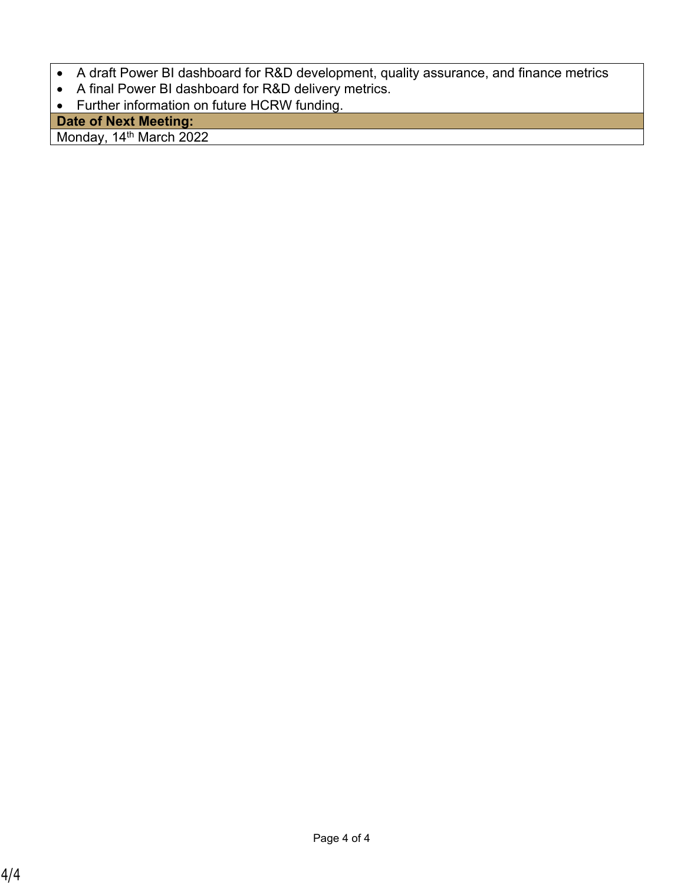- A draft Power BI dashboard for R&D development, quality assurance, and finance metrics
- A final Power BI dashboard for R&D delivery metrics.
- Further information on future HCRW funding.

**Date of Next Meeting:**

Monday, 14th March 2022